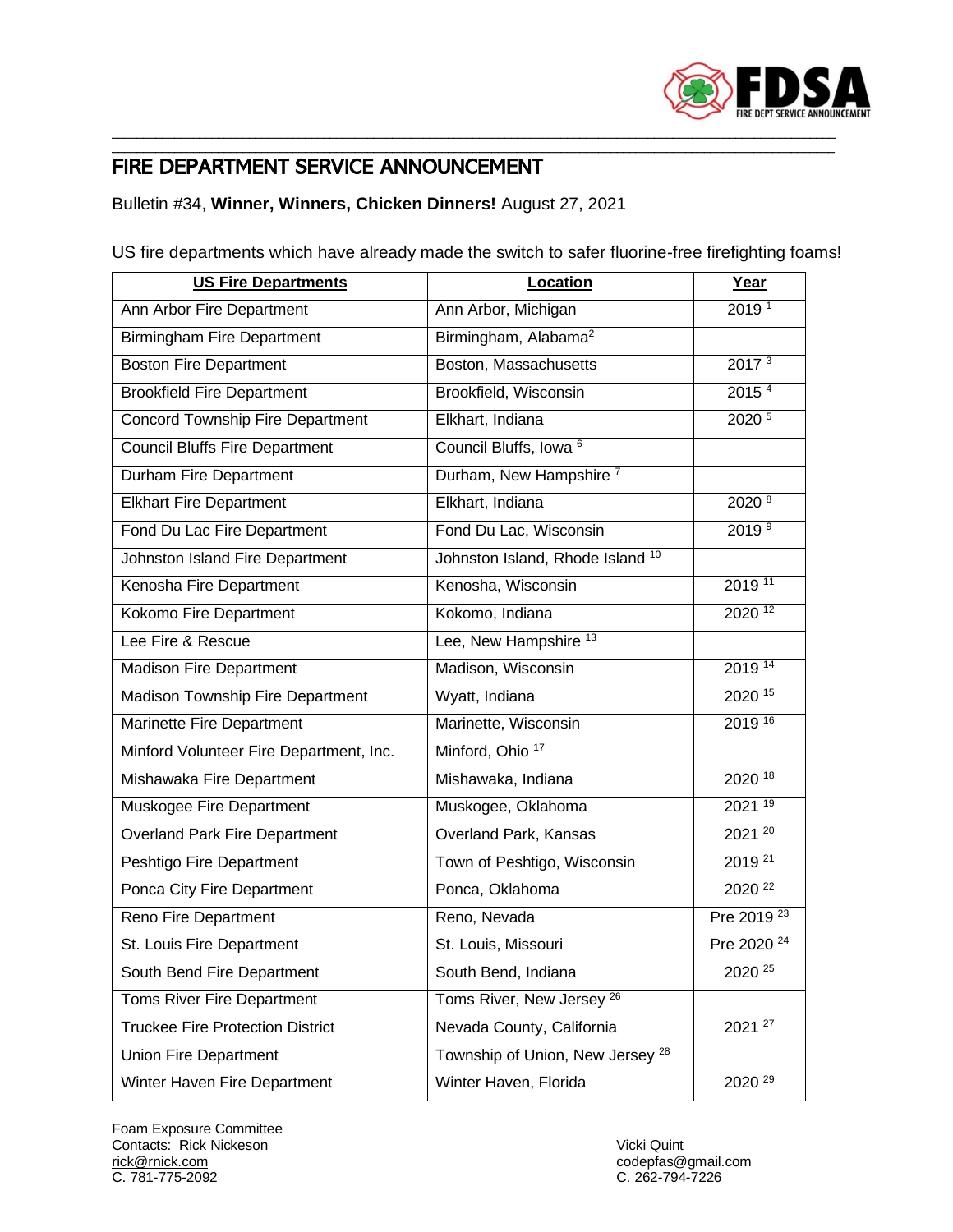# FIRE DEPARTMENT SERVICE ANNOUNCEMENT

Bulletin #34, **Winner, Winners, Chicken Dinners!** August 27, 2021

US fire departments which have already made the switch to safer fluorine-free firefighting foams!

| US Fire Departments | Location | Year |
|---|---|---|
| Ann Arbor Fire Department | Ann Arbor, Michigan | 2019 [1] |
| Birmingham Fire Department | Birmingham, Alabama[2] | |
| Boston Fire Department | Boston, Massachusetts | 2017 [3] |
| Brookfield Fire Department | Brookfield, Wisconsin | 2015 [4] |
| Concord Township Fire Department | Elkhart, Indiana | 2020 [5] |
| Council Bluffs Fire Department | Council Bluffs, Iowa [6] | |
| Durham Fire Department | Durham, New Hampshire [7] | |
| Elkhart Fire Department | Elkhart, Indiana | 2020 [8] |
| Fond Du Lac Fire Department | Fond Du Lac, Wisconsin | 2019 [9] |
| Johnston Island Fire Department | Johnston Island, Rhode Island [10] | |
| Kenosha Fire Department | Kenosha, Wisconsin | 2019 [11] |
| Kokomo Fire Department | Kokomo, Indiana | 2020 [12] |
| Lee Fire & Rescue | Lee, New Hampshire [13] | |
| Madison Fire Department | Madison, Wisconsin | 2019 [14] |
| Madison Township Fire Department | Wyatt, Indiana | 2020 [15] |
| Marinette Fire Department | Marinette, Wisconsin | 2019 [16] |
| Minford Volunteer Fire Department, Inc. | Minford, Ohio [17] | |
| Mishawaka Fire Department | Mishawaka, Indiana | 2020 [18] |
| Muskogee Fire Department | Muskogee, Oklahoma | 2021 [19] |
| Overland Park Fire Department | Overland Park, Kansas | 2021 [20] |
| Peshtigo Fire Department | Town of Peshtigo, Wisconsin | 2019 [21] |
| Ponca City Fire Department | Ponca, Oklahoma | 2020 [22] |
| Reno Fire Department | Reno, Nevada | Pre 2019 [23] |
| St. Louis Fire Department | St. Louis, Missouri | Pre 2020 [24] |
| South Bend Fire Department | South Bend, Indiana | 2020 [25] |
| Toms River Fire Department | Toms River, New Jersey [26] | |
| Truckee Fire Protection District | Nevada County, California | 2021 [27] |
| Union Fire Department | Township of Union, New Jersey [28] | |
| Winter Haven Fire Department | Winter Haven, Florida | 2020 [29] |

Foam Exposure Committee
Contacts: Rick Nickeson
rick@rnick.com
C. 781-775-2092

Vicki Quint
codepfas@gmail.com
C. 262-794-7226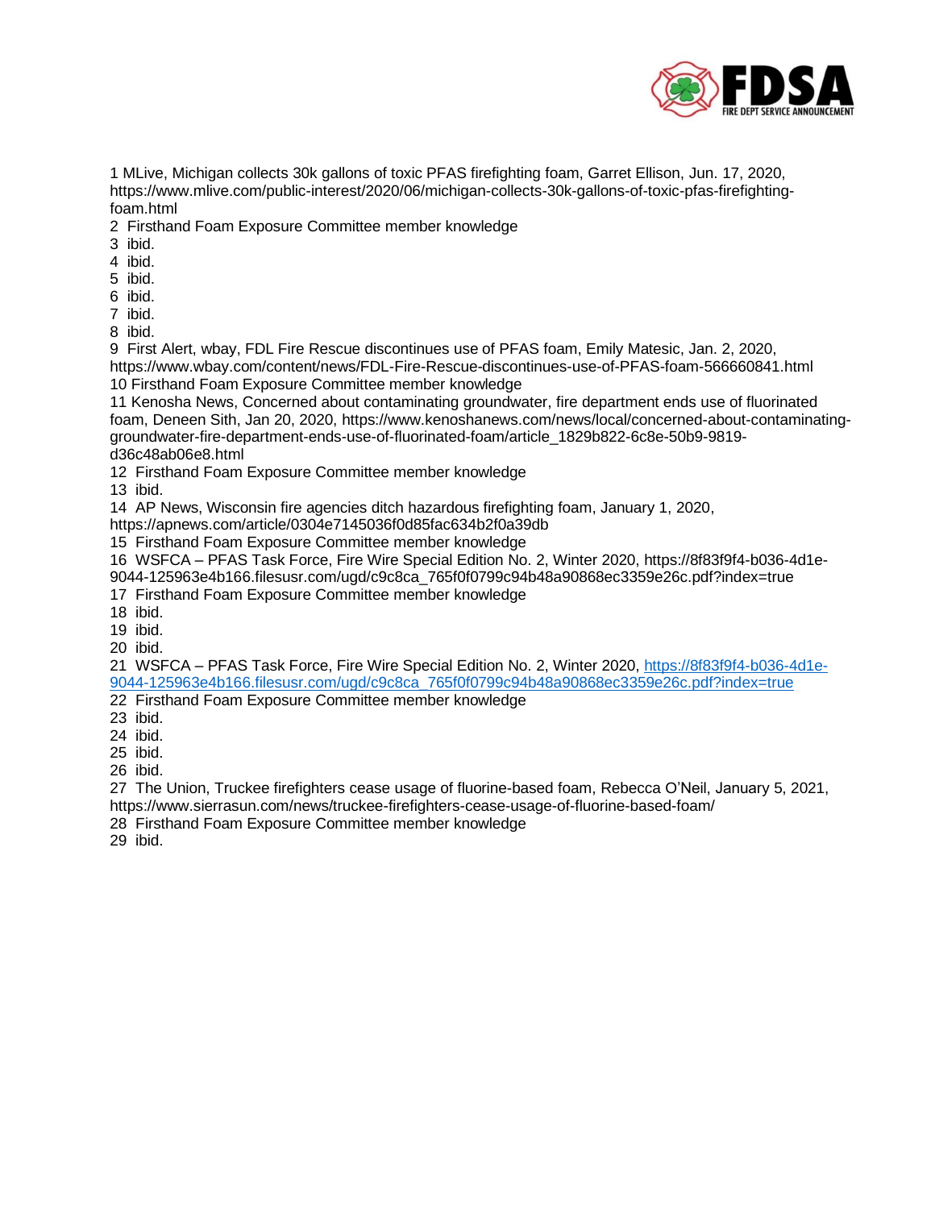1 MLive, Michigan collects 30k gallons of toxic PFAS firefighting foam, Garret Ellison, Jun. 17, 2020, https://www.mlive.com/public-interest/2020/06/michigan-collects-30k-gallons-of-toxic-pfas-firefighting-foam.html

2 Firsthand Foam Exposure Committee member knowledge

3 ibid.

4 ibid.

5 ibid.

6 ibid.

7 ibid.

8 ibid.

9 First Alert, wbay, FDL Fire Rescue discontinues use of PFAS foam, Emily Matesic, Jan. 2, 2020, https://www.wbay.com/content/news/FDL-Fire-Rescue-discontinues-use-of-PFAS-foam-566660841.html

10 Firsthand Foam Exposure Committee member knowledge

11 Kenosha News, Concerned about contaminating groundwater, fire department ends use of fluorinated foam, Deneen Sith, Jan 20, 2020, https://www.kenoshanews.com/news/local/concerned-about-contaminating-groundwater-fire-department-ends-use-of-fluorinated-foam/article_1829b822-6c8e-50b9-9819-d36c48ab06e8.html

12 Firsthand Foam Exposure Committee member knowledge

13 ibid.

14 AP News, Wisconsin fire agencies ditch hazardous firefighting foam, January 1, 2020, https://apnews.com/article/0304e7145036f0d85fac634b2f0a39db

15 Firsthand Foam Exposure Committee member knowledge

16 WSFCA – PFAS Task Force, Fire Wire Special Edition No. 2, Winter 2020, https://8f83f9f4-b036-4d1e-9044-125963e4b166.filesusr.com/ugd/c9c8ca_765f0f0799c94b48a90868ec3359e26c.pdf?index=true

17 Firsthand Foam Exposure Committee member knowledge

18 ibid.

19 ibid.

20 ibid.

21 WSFCA – PFAS Task Force, Fire Wire Special Edition No. 2, Winter 2020, https://8f83f9f4-b036-4d1e-9044-125963e4b166.filesusr.com/ugd/c9c8ca_765f0f0799c94b48a90868ec3359e26c.pdf?index=true

22 Firsthand Foam Exposure Committee member knowledge

23 ibid.

24 ibid.

25 ibid.

26 ibid.

27 The Union, Truckee firefighters cease usage of fluorine-based foam, Rebecca O'Neil, January 5, 2021, https://www.sierrasun.com/news/truckee-firefighters-cease-usage-of-fluorine-based-foam/

28 Firsthand Foam Exposure Committee member knowledge

29 ibid.